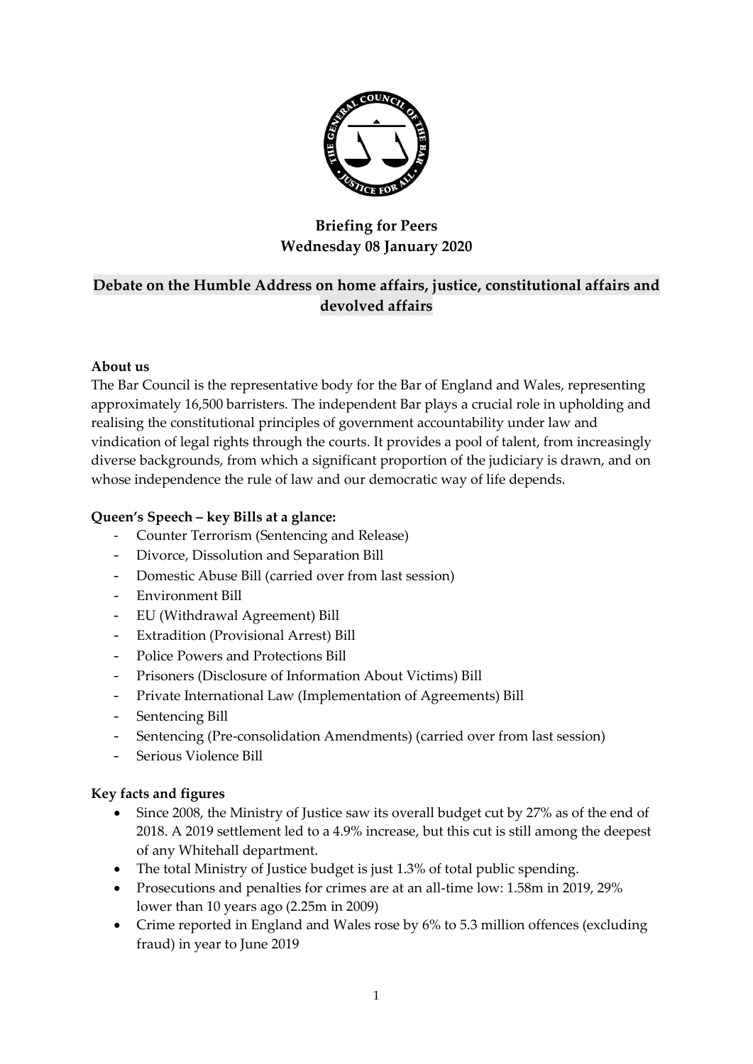# Briefing for Peers
## Wednesday 08 January 2020

## Debate on the Humble Address on home affairs, justice, constitutional affairs and devolved affairs

**About us**

The Bar Council is the representative body for the Bar of England and Wales, representing approximately 16,500 barristers. The independent Bar plays a crucial role in upholding and realising the constitutional principles of government accountability under law and vindication of legal rights through the courts. It provides a pool of talent, from increasingly diverse backgrounds, from which a significant proportion of the judiciary is drawn, and on whose independence the rule of law and our democratic way of life depends.

**Queen's Speech – key Bills at a glance:**

- Counter Terrorism (Sentencing and Release)
- Divorce, Dissolution and Separation Bill
- Domestic Abuse Bill (carried over from last session)
- Environment Bill
- EU (Withdrawal Agreement) Bill
- Extradition (Provisional Arrest) Bill
- Police Powers and Protections Bill
- Prisoners (Disclosure of Information About Victims) Bill
- Private International Law (Implementation of Agreements) Bill
- Sentencing Bill
- Sentencing (Pre-consolidation Amendments) (carried over from last session)
- Serious Violence Bill

**Key facts and figures**

- Since 2008, the Ministry of Justice saw its overall budget cut by 27% as of the end of 2018. A 2019 settlement led to a 4.9% increase, but this cut is still among the deepest of any Whitehall department.
- The total Ministry of Justice budget is just 1.3% of total public spending.
- Prosecutions and penalties for crimes are at an all-time low: 1.58m in 2019, 29% lower than 10 years ago (2.25m in 2009)
- Crime reported in England and Wales rose by 6% to 5.3 million offences (excluding fraud) in year to June 2019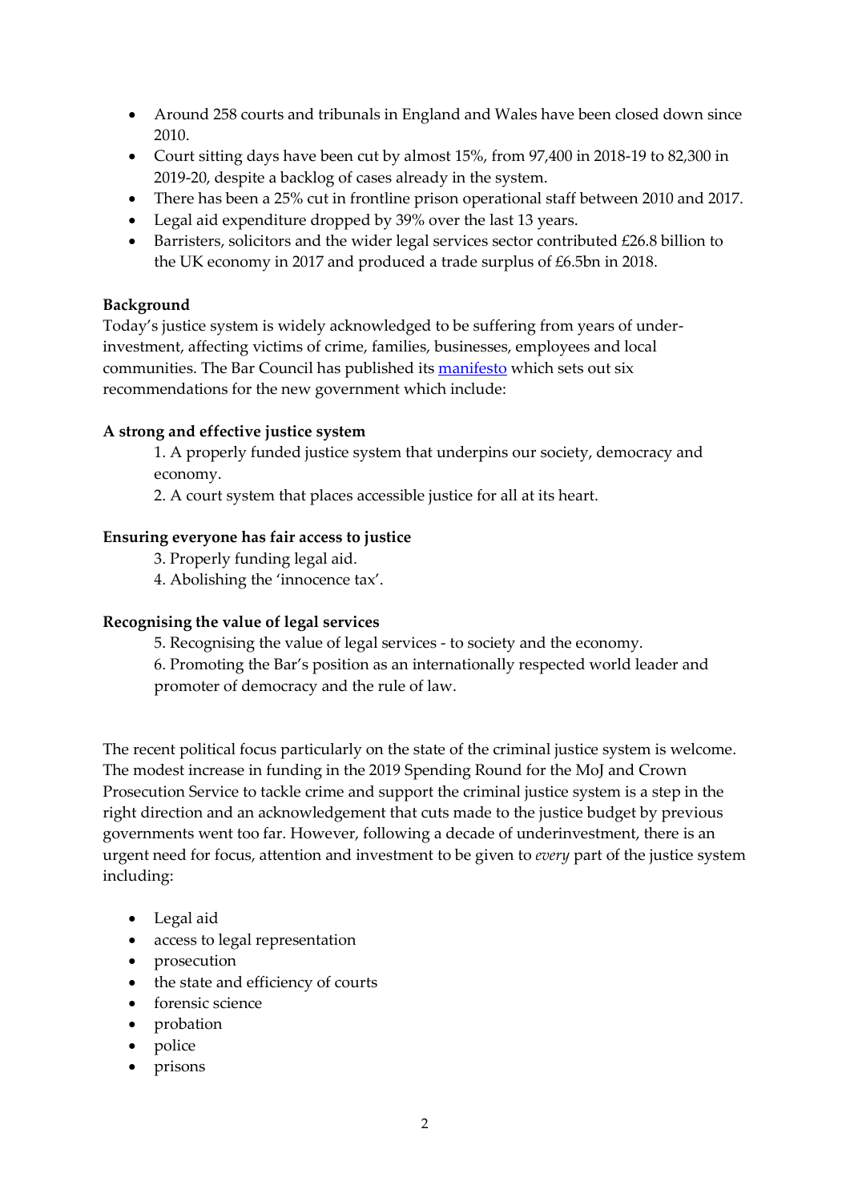- Around 258 courts and tribunals in England and Wales have been closed down since 2010.
- Court sitting days have been cut by almost 15%, from 97,400 in 2018-19 to 82,300 in 2019-20, despite a backlog of cases already in the system.
- There has been a 25% cut in frontline prison operational staff between 2010 and 2017.
- Legal aid expenditure dropped by 39% over the last 13 years.
- Barristers, solicitors and the wider legal services sector contributed £26.8 billion to the UK economy in 2017 and produced a trade surplus of £6.5bn in 2018.

**Background**

Today's justice system is widely acknowledged to be suffering from years of under-investment, affecting victims of crime, families, businesses, employees and local communities. The Bar Council has published its [manifesto]() which sets out six recommendations for the new government which include:

**A strong and effective justice system**

1. A properly funded justice system that underpins our society, democracy and economy.
2. A court system that places accessible justice for all at its heart.

**Ensuring everyone has fair access to justice**

3. Properly funding legal aid.
4. Abolishing the 'innocence tax'.

**Recognising the value of legal services**

5. Recognising the value of legal services - to society and the economy.
6. Promoting the Bar's position as an internationally respected world leader and promoter of democracy and the rule of law.

The recent political focus particularly on the state of the criminal justice system is welcome. The modest increase in funding in the 2019 Spending Round for the MoJ and Crown Prosecution Service to tackle crime and support the criminal justice system is a step in the right direction and an acknowledgement that cuts made to the justice budget by previous governments went too far. However, following a decade of underinvestment, there is an urgent need for focus, attention and investment to be given to *every* part of the justice system including:

- Legal aid
- access to legal representation
- prosecution
- the state and efficiency of courts
- forensic science
- probation
- police
- prisons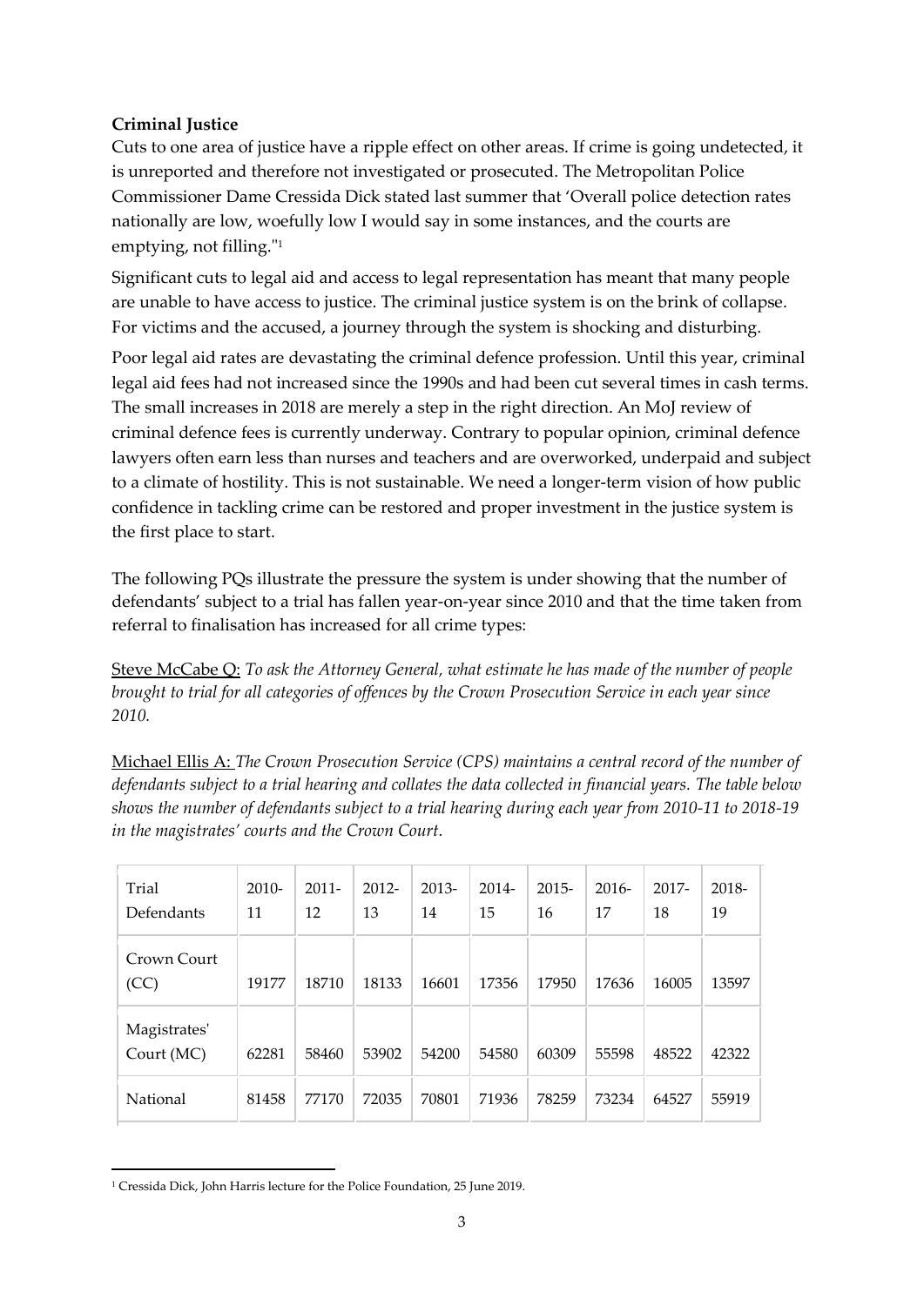**Criminal Justice**

Cuts to one area of justice have a ripple effect on other areas. If crime is going undetected, it is unreported and therefore not investigated or prosecuted. The Metropolitan Police Commissioner Dame Cressida Dick stated last summer that 'Overall police detection rates nationally are low, woefully low I would say in some instances, and the courts are emptying, not filling."[1]

Significant cuts to legal aid and access to legal representation has meant that many people are unable to have access to justice. The criminal justice system is on the brink of collapse. For victims and the accused, a journey through the system is shocking and disturbing.

Poor legal aid rates are devastating the criminal defence profession. Until this year, criminal legal aid fees had not increased since the 1990s and had been cut several times in cash terms. The small increases in 2018 are merely a step in the right direction. An MoJ review of criminal defence fees is currently underway. Contrary to popular opinion, criminal defence lawyers often earn less than nurses and teachers and are overworked, underpaid and subject to a climate of hostility. This is not sustainable. We need a longer-term vision of how public confidence in tackling crime can be restored and proper investment in the justice system is the first place to start.

The following PQs illustrate the pressure the system is under showing that the number of defendants' subject to a trial has fallen year-on-year since 2010 and that the time taken from referral to finalisation has increased for all crime types:

Steve McCabe Q: *To ask the Attorney General, what estimate he has made of the number of people brought to trial for all categories of offences by the Crown Prosecution Service in each year since 2010.*

Michael Ellis A: *The Crown Prosecution Service (CPS) maintains a central record of the number of defendants subject to a trial hearing and collates the data collected in financial years. The table below shows the number of defendants subject to a trial hearing during each year from 2010-11 to 2018-19 in the magistrates' courts and the Crown Court.*

| Trial Defendants | 2010-11 | 2011-12 | 2012-13 | 2013-14 | 2014-15 | 2015-16 | 2016-17 | 2017-18 | 2018-19 |
|---|---|---|---|---|---|---|---|---|---|
| Crown Court (CC) | 19177 | 18710 | 18133 | 16601 | 17356 | 17950 | 17636 | 16005 | 13597 |
| Magistrates' Court (MC) | 62281 | 58460 | 53902 | 54200 | 54580 | 60309 | 55598 | 48522 | 42322 |
| National | 81458 | 77170 | 72035 | 70801 | 71936 | 78259 | 73234 | 64527 | 55919 |

[1] Cressida Dick, John Harris lecture for the Police Foundation, 25 June 2019.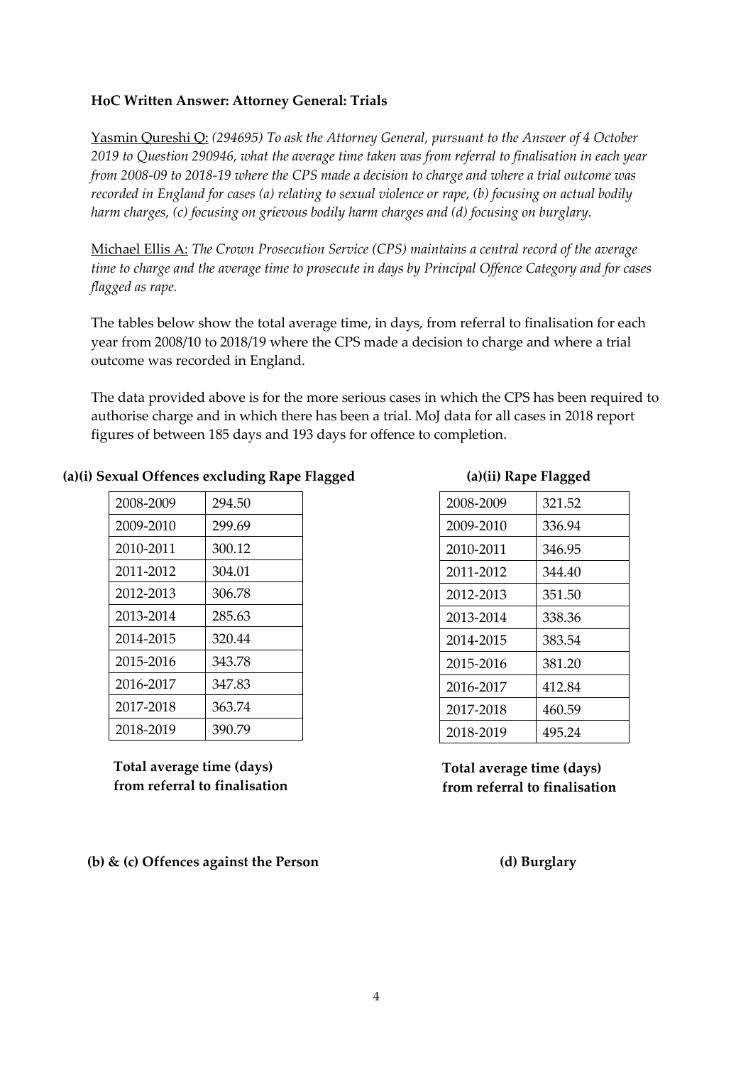**HoC Written Answer: Attorney General: Trials**

Yasmin Qureshi Q: *(294695) To ask the Attorney General, pursuant to the Answer of 4 October 2019 to Question 290946, what the average time taken was from referral to finalisation in each year from 2008-09 to 2018-19 where the CPS made a decision to charge and where a trial outcome was recorded in England for cases (a) relating to sexual violence or rape, (b) focusing on actual bodily harm charges, (c) focusing on grievous bodily harm charges and (d) focusing on burglary.*

Michael Ellis A: *The Crown Prosecution Service (CPS) maintains a central record of the average time to charge and the average time to prosecute in days by Principal Offence Category and for cases flagged as rape.*

The tables below show the total average time, in days, from referral to finalisation for each year from 2008/10 to 2018/19 where the CPS made a decision to charge and where a trial outcome was recorded in England.

The data provided above is for the more serious cases in which the CPS has been required to authorise charge and in which there has been a trial. MoJ data for all cases in 2018 report figures of between 185 days and 193 days for offence to completion.

**(a)(i) Sexual Offences excluding Rape Flagged**

| | |
|---|---|
| 2008-2009 | 294.50 |
| 2009-2010 | 299.69 |
| 2010-2011 | 300.12 |
| 2011-2012 | 304.01 |
| 2012-2013 | 306.78 |
| 2013-2014 | 285.63 |
| 2014-2015 | 320.44 |
| 2015-2016 | 343.78 |
| 2016-2017 | 347.83 |
| 2017-2018 | 363.74 |
| 2018-2019 | 390.79 |

**Total average time (days) from referral to finalisation**

**(a)(ii) Rape Flagged**

| | |
|---|---|
| 2008-2009 | 321.52 |
| 2009-2010 | 336.94 |
| 2010-2011 | 346.95 |
| 2011-2012 | 344.40 |
| 2012-2013 | 351.50 |
| 2013-2014 | 338.36 |
| 2014-2015 | 383.54 |
| 2015-2016 | 381.20 |
| 2016-2017 | 412.84 |
| 2017-2018 | 460.59 |
| 2018-2019 | 495.24 |

**Total average time (days) from referral to finalisation**

**(b) & (c) Offences against the Person**

**(d) Burglary**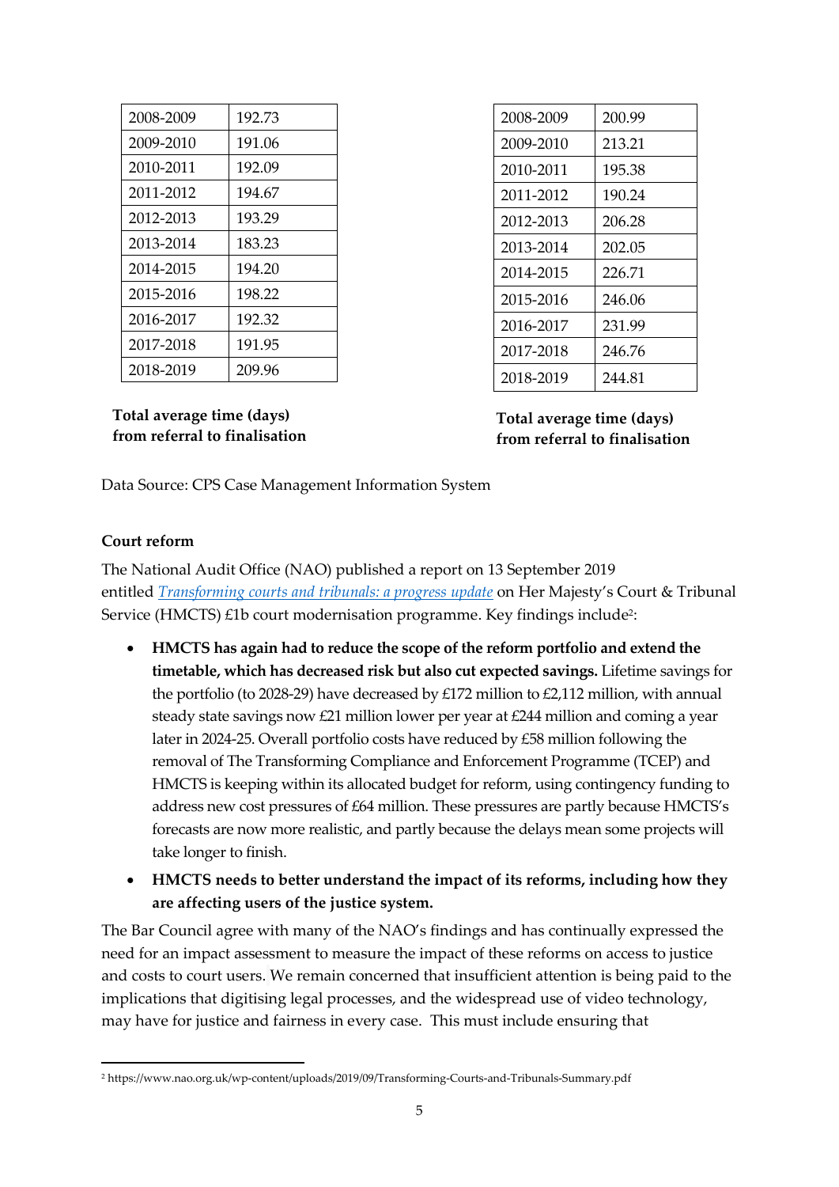| | |
|---|---|
| 2008-2009 | 192.73 |
| 2009-2010 | 191.06 |
| 2010-2011 | 192.09 |
| 2011-2012 | 194.67 |
| 2012-2013 | 193.29 |
| 2013-2014 | 183.23 |
| 2014-2015 | 194.20 |
| 2015-2016 | 198.22 |
| 2016-2017 | 192.32 |
| 2017-2018 | 191.95 |
| 2018-2019 | 209.96 |

**Total average time (days) from referral to finalisation**

| | |
|---|---|
| 2008-2009 | 200.99 |
| 2009-2010 | 213.21 |
| 2010-2011 | 195.38 |
| 2011-2012 | 190.24 |
| 2012-2013 | 206.28 |
| 2013-2014 | 202.05 |
| 2014-2015 | 226.71 |
| 2015-2016 | 246.06 |
| 2016-2017 | 231.99 |
| 2017-2018 | 246.76 |
| 2018-2019 | 244.81 |

**Total average time (days) from referral to finalisation**

Data Source: CPS Case Management Information System

**Court reform**

The National Audit Office (NAO) published a report on 13 September 2019 entitled *Transforming courts and tribunals: a progress update* on Her Majesty's Court & Tribunal Service (HMCTS) £1b court modernisation programme. Key findings include[2]:

- **HMCTS has again had to reduce the scope of the reform portfolio and extend the timetable, which has decreased risk but also cut expected savings.** Lifetime savings for the portfolio (to 2028-29) have decreased by £172 million to £2,112 million, with annual steady state savings now £21 million lower per year at £244 million and coming a year later in 2024-25. Overall portfolio costs have reduced by £58 million following the removal of The Transforming Compliance and Enforcement Programme (TCEP) and HMCTS is keeping within its allocated budget for reform, using contingency funding to address new cost pressures of £64 million. These pressures are partly because HMCTS's forecasts are now more realistic, and partly because the delays mean some projects will take longer to finish.
- **HMCTS needs to better understand the impact of its reforms, including how they are affecting users of the justice system.**

The Bar Council agree with many of the NAO's findings and has continually expressed the need for an impact assessment to measure the impact of these reforms on access to justice and costs to court users. We remain concerned that insufficient attention is being paid to the implications that digitising legal processes, and the widespread use of video technology, may have for justice and fairness in every case. This must include ensuring that

[2] https://www.nao.org.uk/wp-content/uploads/2019/09/Transforming-Courts-and-Tribunals-Summary.pdf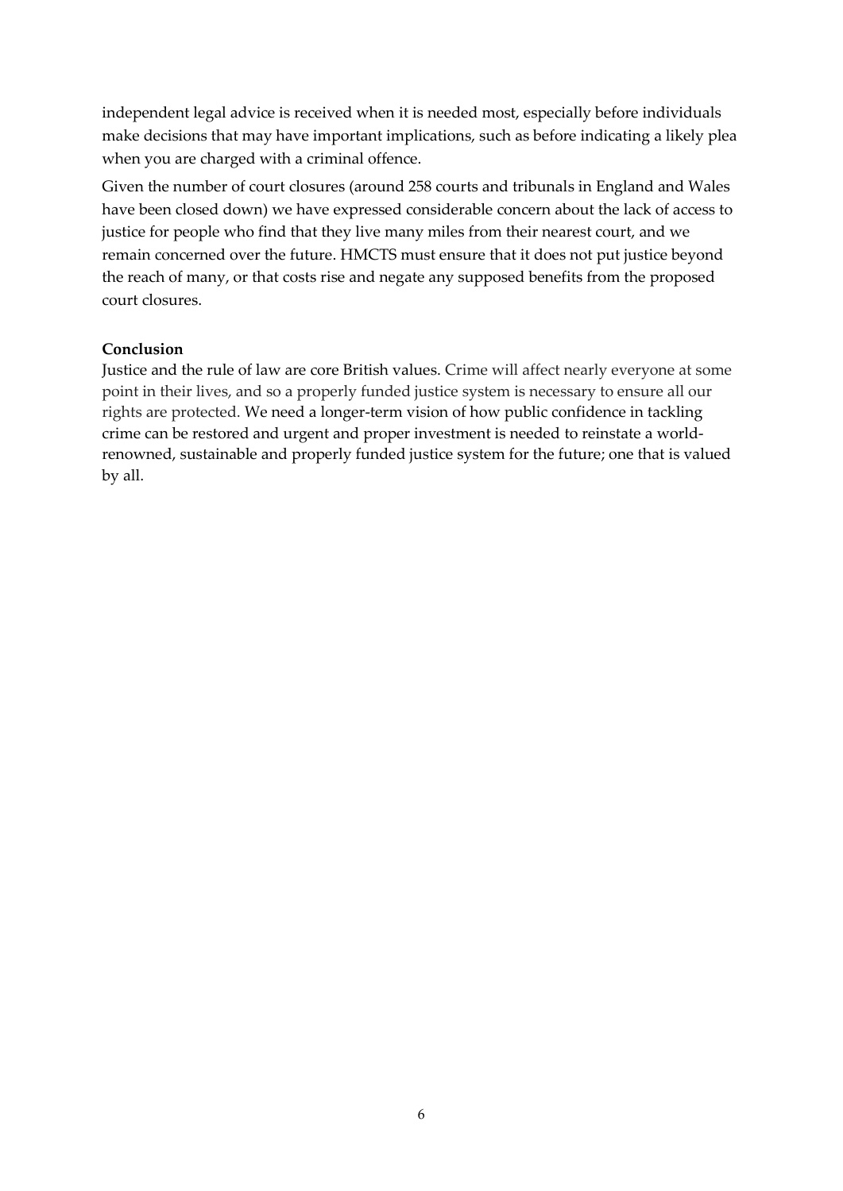independent legal advice is received when it is needed most, especially before individuals make decisions that may have important implications, such as before indicating a likely plea when you are charged with a criminal offence.

Given the number of court closures (around 258 courts and tribunals in England and Wales have been closed down) we have expressed considerable concern about the lack of access to justice for people who find that they live many miles from their nearest court, and we remain concerned over the future. HMCTS must ensure that it does not put justice beyond the reach of many, or that costs rise and negate any supposed benefits from the proposed court closures.

**Conclusion**

Justice and the rule of law are core British values. Crime will affect nearly everyone at some point in their lives, and so a properly funded justice system is necessary to ensure all our rights are protected. We need a longer-term vision of how public confidence in tackling crime can be restored and urgent and proper investment is needed to reinstate a world-renowned, sustainable and properly funded justice system for the future; one that is valued by all.